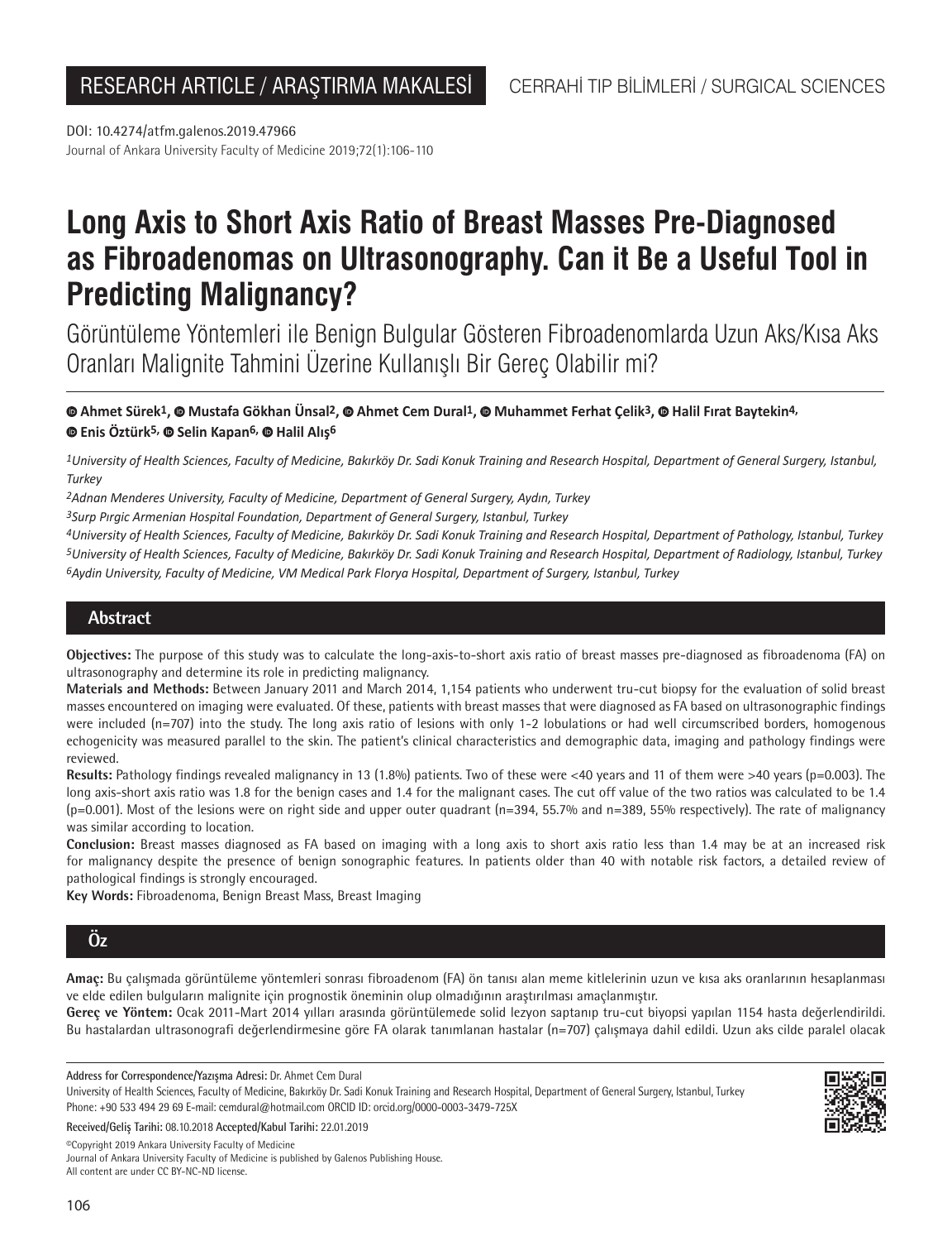RESEARCH ARTICLE / ARAŞTIRMA MAKALESİ

CERRAHİ TIP BİLİMLERİ / SURGICAL SCIENCES

DOI: 10.4274/atfm.galenos.2019.47966

# Long Axis to Short Axis Ratio of Breast Masses Pre-Diagnosed as Fibroadenomas on Ultrasonography. Can it Be a Useful Tool in Predicting Malignancy?

## Görüntüleme Yöntemleri ile Benign Bulgular Gösteren Fibroadenomlarda Uzun Aks/Kısa Aks Oranları Malignite Tahmini Üzerine Kullanışlı Bir Gereç Olabilir mi?

**Ahmet Sürek[1], Mustafa Gökhan Ünsal[2], Ahmet Cem Dural[1], Muhammet Ferhat Çelik[3], Halil Fırat Baytekin[4], Enis Öztürk[5], Selin Kapan[6], Halil Alış[6]**

*[1]University of Health Sciences, Faculty of Medicine, Bakırköy Dr. Sadi Konuk Training and Research Hospital, Department of General Surgery, Istanbul, Turkey*

*[2]Adnan Menderes University, Faculty of Medicine, Department of General Surgery, Aydın, Turkey*

*[3]Surp Pırgic Armenian Hospital Foundation, Department of General Surgery, Istanbul, Turkey*

*[4]University of Health Sciences, Faculty of Medicine, Bakırköy Dr. Sadi Konuk Training and Research Hospital, Department of Pathology, Istanbul, Turkey*

*[5]University of Health Sciences, Faculty of Medicine, Bakırköy Dr. Sadi Konuk Training and Research Hospital, Department of Radiology, Istanbul, Turkey*

*[6]Aydin University, Faculty of Medicine, VM Medical Park Florya Hospital, Department of Surgery, Istanbul, Turkey*

## Abstract

**Objectives:** The purpose of this study was to calculate the long-axis-to-short axis ratio of breast masses pre-diagnosed as fibroadenoma (FA) on ultrasonography and determine its role in predicting malignancy.

**Materials and Methods:** Between January 2011 and March 2014, 1,154 patients who underwent tru-cut biopsy for the evaluation of solid breast masses encountered on imaging were evaluated. Of these, patients with breast masses that were diagnosed as FA based on ultrasonographic findings were included (n=707) into the study. The long axis ratio of lesions with only 1-2 lobulations or had well circumscribed borders, homogenous echogenicity was measured parallel to the skin. The patient's clinical characteristics and demographic data, imaging and pathology findings were reviewed.

**Results:** Pathology findings revealed malignancy in 13 (1.8%) patients. Two of these were <40 years and 11 of them were >40 years (p=0.003). The long axis-short axis ratio was 1.8 for the benign cases and 1.4 for the malignant cases. The cut off value of the two ratios was calculated to be 1.4 (p=0.001). Most of the lesions were on right side and upper outer quadrant (n=394, 55.7% and n=389, 55% respectively). The rate of malignancy was similar according to location.

**Conclusion:** Breast masses diagnosed as FA based on imaging with a long axis to short axis ratio less than 1.4 may be at an increased risk for malignancy despite the presence of benign sonographic features. In patients older than 40 with notable risk factors, a detailed review of pathological findings is strongly encouraged.

**Key Words:** Fibroadenoma, Benign Breast Mass, Breast Imaging

## Öz

**Amaç:** Bu çalışmada görüntüleme yöntemleri sonrası fibroadenom (FA) ön tanısı alan meme kitlelerinin uzun ve kısa aks oranlarının hesaplanması ve elde edilen bulguların malignite için prognostik öneminin olup olmadığının araştırılması amaçlanmıştır.

**Gereç ve Yöntem:** Ocak 2011-Mart 2014 yılları arasında görüntülemede solid lezyon saptanıp tru-cut biyopsi yapılan 1154 hasta değerlendirildi. Bu hastalardan ultrasonografi değerlendirmesine göre FA olarak tanımlanan hastalar (n=707) çalışmaya dahil edildi. Uzun aks cilde paralel olacak

**Address for Correspondence/Yazışma Adresi:** Dr. Ahmet Cem Dural
University of Health Sciences, Faculty of Medicine, Bakırköy Dr. Sadi Konuk Training and Research Hospital, Department of General Surgery, Istanbul, Turkey
Phone: +90 533 494 29 69 E-mail: cemdural@hotmail.com ORCID ID: orcid.org/0000-0003-3479-725X

**Received/Geliş Tarihi:** 08.10.2018 **Accepted/Kabul Tarihi:** 22.01.2019

©Copyright 2019 Ankara University Faculty of Medicine
Journal of Ankara University Faculty of Medicine is published by Galenos Publishing House.
All content are under CC BY-NC-ND license.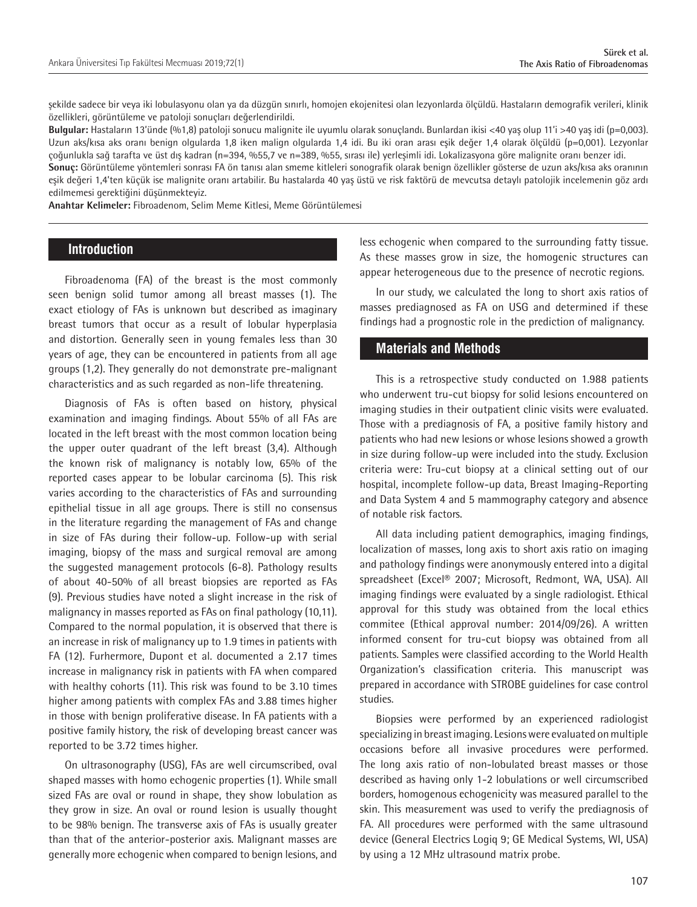şekilde sadece bir veya iki lobulasyonu olan ya da düzgün sınırlı, homojen ekojenitesi olan lezyonlarda ölçüldü. Hastaların demografik verileri, klinik özellikleri, görüntüleme ve patoloji sonuçları değerlendirildi.

**Bulgular:** Hastaların 13'ünde (%1,8) patoloji sonucu malignite ile uyumlu olarak sonuçlandı. Bunlardan ikisi <40 yaş olup 11'i >40 yaş idi (p=0,003). Uzun aks/kısa aks oranı benign olgularda 1,8 iken malign olgularda 1,4 idi. Bu iki oran arası eşik değer 1,4 olarak ölçüldü (p=0,001). Lezyonlar çoğunlukla sağ tarafta ve üst dış kadran (n=394, %55,7 ve n=389, %55, sırası ile) yerleşimli idi. Lokalizasyona göre malignite oranı benzer idi.

**Sonuç:** Görüntüleme yöntemleri sonrası FA ön tanısı alan smeme kitleleri sonografik olarak benign özellikler gösterse de uzun aks/kısa aks oranının eşik değeri 1,4'ten küçük ise malignite oranı artabilir. Bu hastalarda 40 yaş üstü ve risk faktörü de mevcutsa detaylı patolojik incelemenin göz ardı edilmemesi gerektiğini düşünmekteyiz.

**Anahtar Kelimeler:** Fibroadenom, Selim Meme Kitlesi, Meme Görüntülemesi

## Introduction

Fibroadenoma (FA) of the breast is the most commonly seen benign solid tumor among all breast masses (1). The exact etiology of FAs is unknown but described as imaginary breast tumors that occur as a result of lobular hyperplasia and distortion. Generally seen in young females less than 30 years of age, they can be encountered in patients from all age groups (1,2). They generally do not demonstrate pre-malignant characteristics and as such regarded as non-life threatening.

Diagnosis of FAs is often based on history, physical examination and imaging findings. About 55% of all FAs are located in the left breast with the most common location being the upper outer quadrant of the left breast (3,4). Although the known risk of malignancy is notably low, 65% of the reported cases appear to be lobular carcinoma (5). This risk varies according to the characteristics of FAs and surrounding epithelial tissue in all age groups. There is still no consensus in the literature regarding the management of FAs and change in size of FAs during their follow-up. Follow-up with serial imaging, biopsy of the mass and surgical removal are among the suggested management protocols (6-8). Pathology results of about 40-50% of all breast biopsies are reported as FAs (9). Previous studies have noted a slight increase in the risk of malignancy in masses reported as FAs on final pathology (10,11). Compared to the normal population, it is observed that there is an increase in risk of malignancy up to 1.9 times in patients with FA (12). Furhermore, Dupont et al. documented a 2.17 times increase in malignancy risk in patients with FA when compared with healthy cohorts (11). This risk was found to be 3.10 times higher among patients with complex FAs and 3.88 times higher in those with benign proliferative disease. In FA patients with a positive family history, the risk of developing breast cancer was reported to be 3.72 times higher.

On ultrasonography (USG), FAs are well circumscribed, oval shaped masses with homo echogenic properties (1). While small sized FAs are oval or round in shape, they show lobulation as they grow in size. An oval or round lesion is usually thought to be 98% benign. The transverse axis of FAs is usually greater than that of the anterior-posterior axis. Malignant masses are generally more echogenic when compared to benign lesions, and less echogenic when compared to the surrounding fatty tissue. As these masses grow in size, the homogenic structures can appear heterogeneous due to the presence of necrotic regions.

In our study, we calculated the long to short axis ratios of masses prediagnosed as FA on USG and determined if these findings had a prognostic role in the prediction of malignancy.

## Materials and Methods

This is a retrospective study conducted on 1.988 patients who underwent tru-cut biopsy for solid lesions encountered on imaging studies in their outpatient clinic visits were evaluated. Those with a prediagnosis of FA, a positive family history and patients who had new lesions or whose lesions showed a growth in size during follow-up were included into the study. Exclusion criteria were: Tru-cut biopsy at a clinical setting out of our hospital, incomplete follow-up data, Breast Imaging-Reporting and Data System 4 and 5 mammography category and absence of notable risk factors.

All data including patient demographics, imaging findings, localization of masses, long axis to short axis ratio on imaging and pathology findings were anonymously entered into a digital spreadsheet (Excel® 2007; Microsoft, Redmont, WA, USA). All imaging findings were evaluated by a single radiologist. Ethical approval for this study was obtained from the local ethics commitee (Ethical approval number: 2014/09/26). A written informed consent for tru-cut biopsy was obtained from all patients. Samples were classified according to the World Health Organization's classification criteria. This manuscript was prepared in accordance with STROBE guidelines for case control studies.

Biopsies were performed by an experienced radiologist specializing in breast imaging. Lesions were evaluated on multiple occasions before all invasive procedures were performed. The long axis ratio of non-lobulated breast masses or those described as having only 1-2 lobulations or well circumscribed borders, homogenous echogenicity was measured parallel to the skin. This measurement was used to verify the prediagnosis of FA. All procedures were performed with the same ultrasound device (General Electrics Logiq 9; GE Medical Systems, WI, USA) by using a 12 MHz ultrasound matrix probe.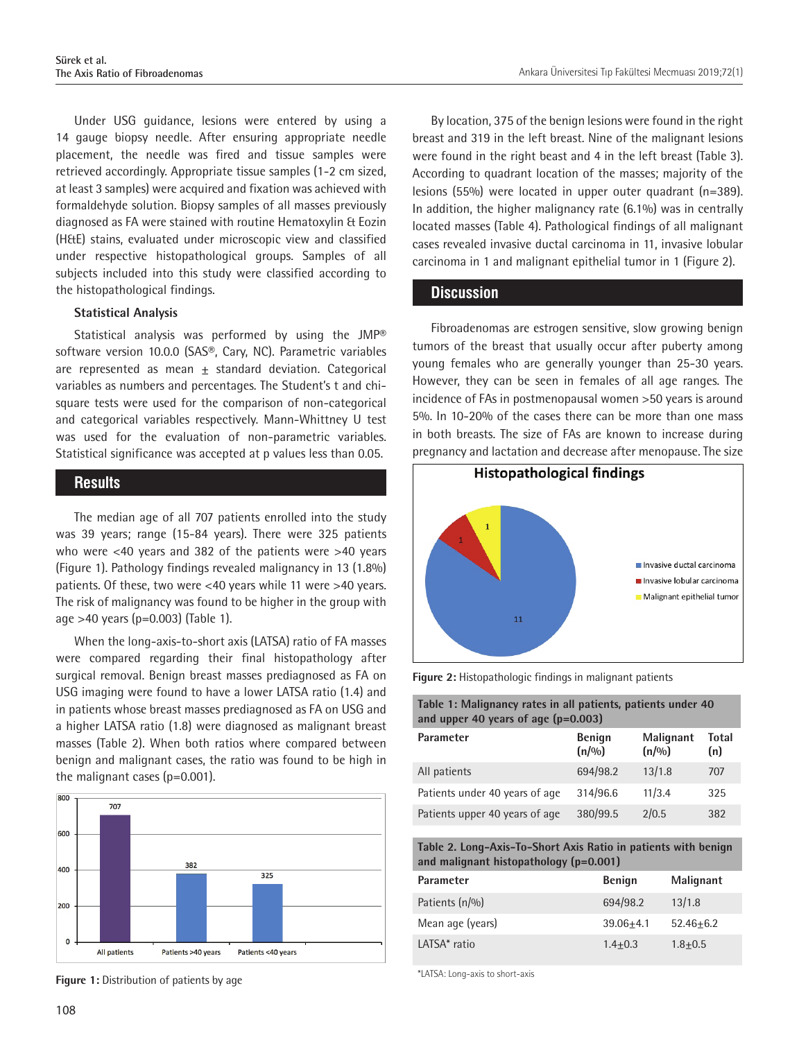Under USG guidance, lesions were entered by using a 14 gauge biopsy needle. After ensuring appropriate needle placement, the needle was fired and tissue samples were retrieved accordingly. Appropriate tissue samples (1-2 cm sized, at least 3 samples) were acquired and fixation was achieved with formaldehyde solution. Biopsy samples of all masses previously diagnosed as FA were stained with routine Hematoxylin & Eozin (H&E) stains, evaluated under microscopic view and classified under respective histopathological groups. Samples of all subjects included into this study were classified according to the histopathological findings.

### Statistical Analysis

Statistical analysis was performed by using the JMP® software version 10.0.0 (SAS®, Cary, NC). Parametric variables are represented as mean ± standard deviation. Categorical variables as numbers and percentages. The Student's t and chi-square tests were used for the comparison of non-categorical and categorical variables respectively. Mann-Whittney U test was used for the evaluation of non-parametric variables. Statistical significance was accepted at p values less than 0.05.

## Results

The median age of all 707 patients enrolled into the study was 39 years; range (15-84 years). There were 325 patients who were <40 years and 382 of the patients were >40 years (Figure 1). Pathology findings revealed malignancy in 13 (1.8%) patients. Of these, two were <40 years while 11 were >40 years. The risk of malignancy was found to be higher in the group with age >40 years (p=0.003) (Table 1).

When the long-axis-to-short axis (LATSA) ratio of FA masses were compared regarding their final histopathology after surgical removal. Benign breast masses prediagnosed as FA on USG imaging were found to have a lower LATSA ratio (1.4) and in patients whose breast masses prediagnosed as FA on USG and a higher LATSA ratio (1.8) were diagnosed as malignant breast masses (Table 2). When the ratios where compared between benign and malignant cases, the ratio was found to be high in the malignant cases (p=0.001).

Figure 1: Distribution of patients by age

By location, 375 of the benign lesions were found in the right breast and 319 in the left breast. Nine of the malignant lesions were found in the right beast and 4 in the left breast (Table 3). According to quadrant location of the masses; majority of the lesions (55%) were located in upper outer quadrant (n=389). In addition, the higher malignancy rate (6.1%) was in centrally located masses (Table 4). Pathological findings of all malignant cases revealed invasive ductal carcinoma in 11, invasive lobular carcinoma in 1 and malignant epithelial tumor in 1 (Figure 2).

## Discussion

Fibroadenomas are estrogen sensitive, slow growing benign tumors of the breast that usually occur after puberty among young females who are generally younger than 25-30 years. However, they can be seen in females of all age ranges. The incidence of FAs in postmenopausal women >50 years is around 5%. In 10-20% of the cases there can be more than one mass in both breasts. The size of FAs are known to increase during pregnancy and lactation and decrease after menopause. The size

Figure 2: Histopathologic findings in malignant patients

**Table 1: Malignancy rates in all patients, patients under 40 and upper 40 years of age (p=0.003)**

| Parameter | Benign (n/%) | Malignant (n/%) | Total (n) |
|---|---|---|---|
| All patients | 694/98.2 | 13/1.8 | 707 |
| Patients under 40 years of age | 314/96.6 | 11/3.4 | 325 |
| Patients upper 40 years of age | 380/99.5 | 2/0.5 | 382 |

**Table 2. Long-Axis-To-Short Axis Ratio in patients with benign and malignant histopathology (p=0.001)**

| Parameter | Benign | Malignant |
|---|---|---|
| Patients (n/%) | 694/98.2 | 13/1.8 |
| Mean age (years) | 39.06±4.1 | 52.46±6.2 |
| LATSA* ratio | 1.4±0.3 | 1.8±0.5 |

*LATSA: Long-axis to short-axis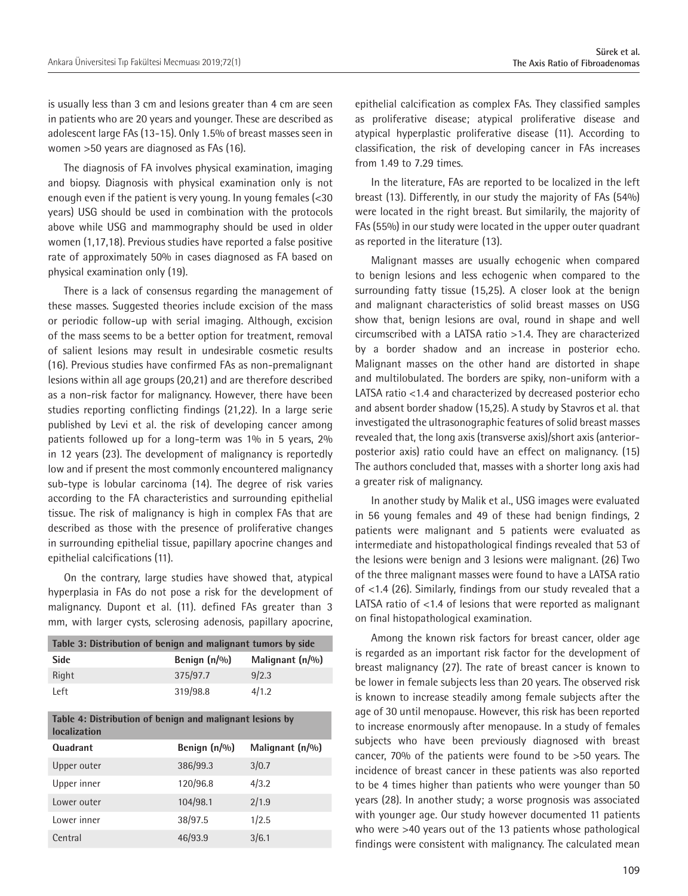is usually less than 3 cm and lesions greater than 4 cm are seen in patients who are 20 years and younger. These are described as adolescent large FAs (13-15). Only 1.5% of breast masses seen in women >50 years are diagnosed as FAs (16).

The diagnosis of FA involves physical examination, imaging and biopsy. Diagnosis with physical examination only is not enough even if the patient is very young. In young females (<30 years) USG should be used in combination with the protocols above while USG and mammography should be used in older women (1,17,18). Previous studies have reported a false positive rate of approximately 50% in cases diagnosed as FA based on physical examination only (19).

There is a lack of consensus regarding the management of these masses. Suggested theories include excision of the mass or periodic follow-up with serial imaging. Although, excision of the mass seems to be a better option for treatment, removal of salient lesions may result in undesirable cosmetic results (16). Previous studies have confirmed FAs as non-premalignant lesions within all age groups (20,21) and are therefore described as a non-risk factor for malignancy. However, there have been studies reporting conflicting findings (21,22). In a large serie published by Levi et al. the risk of developing cancer among patients followed up for a long-term was 1% in 5 years, 2% in 12 years (23). The development of malignancy is reportedly low and if present the most commonly encountered malignancy sub-type is lobular carcinoma (14). The degree of risk varies according to the FA characteristics and surrounding epithelial tissue. The risk of malignancy is high in complex FAs that are described as those with the presence of proliferative changes in surrounding epithelial tissue, papillary apocrine changes and epithelial calcifications (11).

On the contrary, large studies have showed that, atypical hyperplasia in FAs do not pose a risk for the development of malignancy. Dupont et al. (11). defined FAs greater than 3 mm, with larger cysts, sclerosing adenosis, papillary apocrine, epithelial calcification as complex FAs. They classified samples as proliferative disease; atypical proliferative disease and atypical hyperplastic proliferative disease (11). According to classification, the risk of developing cancer in FAs increases from 1.49 to 7.29 times.

**Table 3: Distribution of benign and malignant tumors by side**

| Side | Benign (n/%) | Malignant (n/%) |
|---|---|---|
| Right | 375/97.7 | 9/2.3 |
| Left | 319/98.8 | 4/1.2 |

**Table 4: Distribution of benign and malignant lesions by localization**

| Quadrant | Benign (n/%) | Malignant (n/%) |
|---|---|---|
| Upper outer | 386/99.3 | 3/0.7 |
| Upper inner | 120/96.8 | 4/3.2 |
| Lower outer | 104/98.1 | 2/1.9 |
| Lower inner | 38/97.5 | 1/2.5 |
| Central | 46/93.9 | 3/6.1 |

In the literature, FAs are reported to be localized in the left breast (13). Differently, in our study the majority of FAs (54%) were located in the right breast. But similarily, the majority of FAs (55%) in our study were located in the upper outer quadrant as reported in the literature (13).

Malignant masses are usually echogenic when compared to benign lesions and less echogenic when compared to the surrounding fatty tissue (15,25). A closer look at the benign and malignant characteristics of solid breast masses on USG show that, benign lesions are oval, round in shape and well circumscribed with a LATSA ratio >1.4. They are characterized by a border shadow and an increase in posterior echo. Malignant masses on the other hand are distorted in shape and multilobulated. The borders are spiky, non-uniform with a LATSA ratio <1.4 and characterized by decreased posterior echo and absent border shadow (15,25). A study by Stavros et al. that investigated the ultrasonographic features of solid breast masses revealed that, the long axis (transverse axis)/short axis (anterior-posterior axis) ratio could have an effect on malignancy. (15) The authors concluded that, masses with a shorter long axis had a greater risk of malignancy.

In another study by Malik et al., USG images were evaluated in 56 young females and 49 of these had benign findings, 2 patients were malignant and 5 patients were evaluated as intermediate and histopathological findings revealed that 53 of the lesions were benign and 3 lesions were malignant. (26) Two of the three malignant masses were found to have a LATSA ratio of <1.4 (26). Similarly, findings from our study revealed that a LATSA ratio of <1.4 of lesions that were reported as malignant on final histopathological examination.

Among the known risk factors for breast cancer, older age is regarded as an important risk factor for the development of breast malignancy (27). The rate of breast cancer is known to be lower in female subjects less than 20 years. The observed risk is known to increase steadily among female subjects after the age of 30 until menopause. However, this risk has been reported to increase enormously after menopause. In a study of females subjects who have been previously diagnosed with breast cancer, 70% of the patients were found to be >50 years. The incidence of breast cancer in these patients was also reported to be 4 times higher than patients who were younger than 50 years (28). In another study; a worse prognosis was associated with younger age. Our study however documented 11 patients who were >40 years out of the 13 patients whose pathological findings were consistent with malignancy. The calculated mean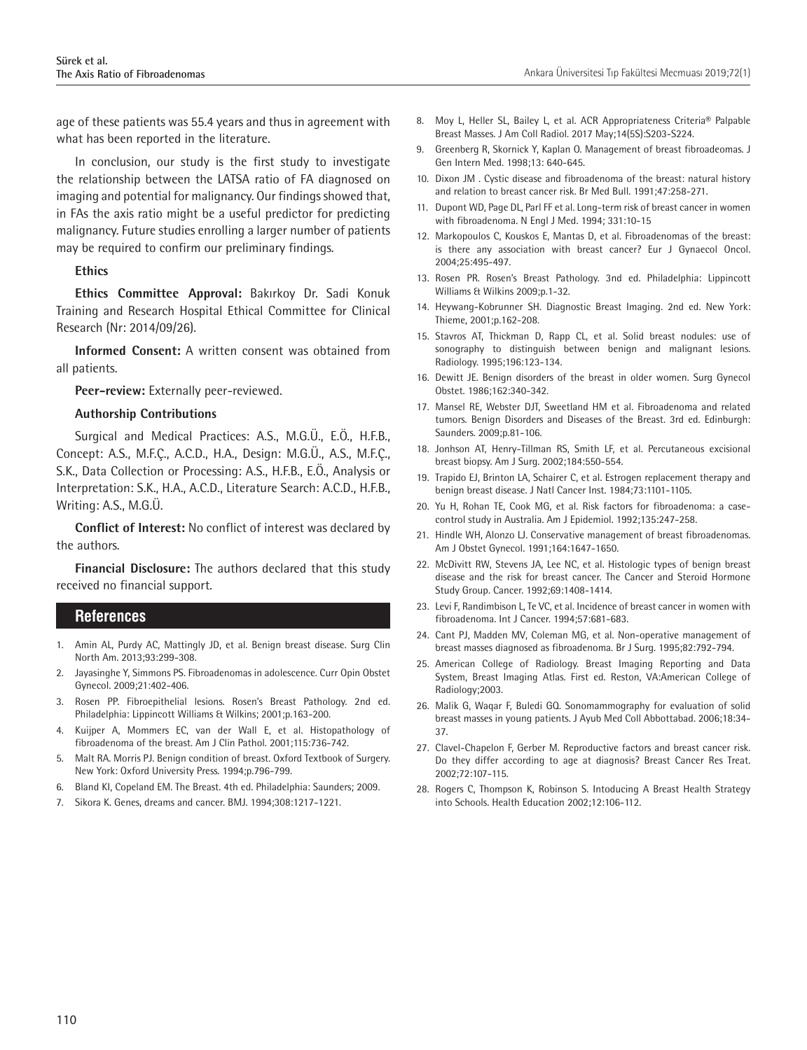age of these patients was 55.4 years and thus in agreement with what has been reported in the literature.

In conclusion, our study is the first study to investigate the relationship between the LATSA ratio of FA diagnosed on imaging and potential for malignancy. Our findings showed that, in FAs the axis ratio might be a useful predictor for predicting malignancy. Future studies enrolling a larger number of patients may be required to confirm our preliminary findings.

**Ethics**

**Ethics Committee Approval:** Bakırkoy Dr. Sadi Konuk Training and Research Hospital Ethical Committee for Clinical Research (Nr: 2014/09/26).

**Informed Consent:** A written consent was obtained from all patients.

**Peer-review:** Externally peer-reviewed.

**Authorship Contributions**

Surgical and Medical Practices: A.S., M.G.Ü., E.Ö., H.F.B., Concept: A.S., M.F.Ç., A.C.D., H.A., Design: M.G.Ü., A.S., M.F.Ç., S.K., Data Collection or Processing: A.S., H.F.B., E.Ö., Analysis or Interpretation: S.K., H.A., A.C.D., Literature Search: A.C.D., H.F.B., Writing: A.S., M.G.Ü.

**Conflict of Interest:** No conflict of interest was declared by the authors.

**Financial Disclosure:** The authors declared that this study received no financial support.

## References

1. Amin AL, Purdy AC, Mattingly JD, et al. Benign breast disease. Surg Clin North Am. 2013;93:299-308.
2. Jayasinghe Y, Simmons PS. Fibroadenomas in adolescence. Curr Opin Obstet Gynecol. 2009;21:402-406.
3. Rosen PP. Fibroepithelial lesions. Rosen's Breast Pathology. 2nd ed. Philadelphia: Lippincott Williams & Wilkins; 2001;p.163-200.
4. Kuijper A, Mommers EC, van der Wall E, et al. Histopathology of fibroadenoma of the breast. Am J Clin Pathol. 2001;115:736-742.
5. Malt RA. Morris PJ. Benign condition of breast. Oxford Textbook of Surgery. New York: Oxford University Press. 1994;p.796-799.
6. Bland KI, Copeland EM. The Breast. 4th ed. Philadelphia: Saunders; 2009.
7. Sikora K. Genes, dreams and cancer. BMJ. 1994;308:1217-1221.
8. Moy L, Heller SL, Bailey L, et al. ACR Appropriateness Criteria® Palpable Breast Masses. J Am Coll Radiol. 2017 May;14(5S):S203-S224.
9. Greenberg R, Skornick Y, Kaplan O. Management of breast fibroadeomas. J Gen Intern Med. 1998;13: 640-645.
10. Dixon JM . Cystic disease and fibroadenoma of the breast: natural history and relation to breast cancer risk. Br Med Bull. 1991;47:258-271.
11. Dupont WD, Page DL, Parl FF et al. Long-term risk of breast cancer in women with fibroadenoma. N Engl J Med. 1994; 331:10-15
12. Markopoulos C, Kouskos E, Mantas D, et al. Fibroadenomas of the breast: is there any association with breast cancer? Eur J Gynaecol Oncol. 2004;25:495-497.
13. Rosen PR. Rosen's Breast Pathology. 3nd ed. Philadelphia: Lippincott Williams & Wilkins 2009;p.1-32.
14. Heywang-Kobrunner SH. Diagnostic Breast Imaging. 2nd ed. New York: Thieme, 2001;p.162-208.
15. Stavros AT, Thickman D, Rapp CL, et al. Solid breast nodules: use of sonography to distinguish between benign and malignant lesions. Radiology. 1995;196:123-134.
16. Dewitt JE. Benign disorders of the breast in older women. Surg Gynecol Obstet. 1986;162:340-342.
17. Mansel RE, Webster DJT, Sweetland HM et al. Fibroadenoma and related tumors. Benign Disorders and Diseases of the Breast. 3rd ed. Edinburgh: Saunders. 2009;p.81-106.
18. Jonhson AT, Henry-Tillman RS, Smith LF, et al. Percutaneous excisional breast biopsy. Am J Surg. 2002;184:550-554.
19. Trapido EJ, Brinton LA, Schairer C, et al. Estrogen replacement therapy and benign breast disease. J Natl Cancer Inst. 1984;73:1101-1105.
20. Yu H, Rohan TE, Cook MG, et al. Risk factors for fibroadenoma: a case-control study in Australia. Am J Epidemiol. 1992;135:247-258.
21. Hindle WH, Alonzo LJ. Conservative management of breast fibroadenomas. Am J Obstet Gynecol. 1991;164:1647-1650.
22. McDivitt RW, Stevens JA, Lee NC, et al. Histologic types of benign breast disease and the risk for breast cancer. The Cancer and Steroid Hormone Study Group. Cancer. 1992;69:1408-1414.
23. Levi F, Randimbison L, Te VC, et al. Incidence of breast cancer in women with fibroadenoma. Int J Cancer. 1994;57:681-683.
24. Cant PJ, Madden MV, Coleman MG, et al. Non-operative management of breast masses diagnosed as fibroadenoma. Br J Surg. 1995;82:792-794.
25. American College of Radiology. Breast Imaging Reporting and Data System, Breast Imaging Atlas. First ed. Reston, VA:American College of Radiology;2003.
26. Malik G, Waqar F, Buledi GQ. Sonomammography for evaluation of solid breast masses in young patients. J Ayub Med Coll Abbottabad. 2006;18:34-37.
27. Clavel-Chapelon F, Gerber M. Reproductive factors and breast cancer risk. Do they differ according to age at diagnosis? Breast Cancer Res Treat. 2002;72:107-115.
28. Rogers C, Thompson K, Robinson S. Intoducing A Breast Health Strategy into Schools. Health Education 2002;12:106-112.